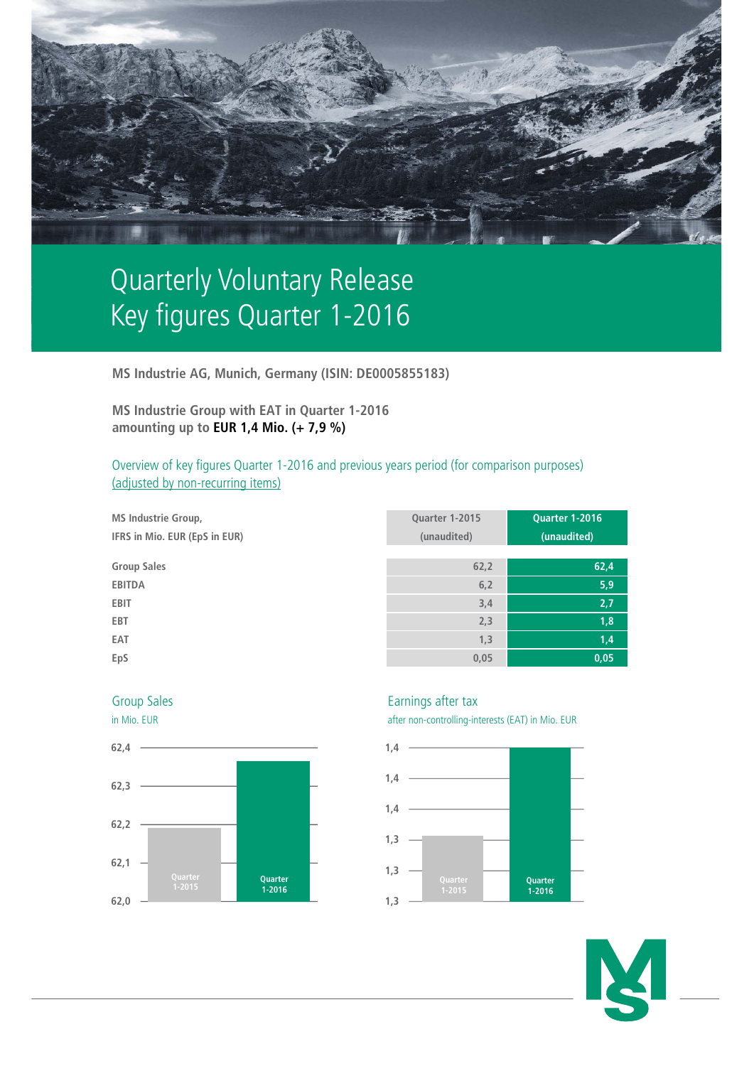# Quarterly Voluntary Release
# Key figures Quarter 1-2016

**MS Industrie AG, Munich, Germany (ISIN: DE0005855183)**

**MS Industrie Group with EAT in Quarter 1-2016 amounting up to EUR 1,4 Mio. (+ 7,9 %)**

Overview of key figures Quarter 1-2016 and previous years period (for comparison purposes) (adjusted by non-recurring items)

| MS Industrie Group, IFRS in Mio. EUR (EpS in EUR) | Quarter 1-2015 (unaudited) | Quarter 1-2016 (unaudited) |
|---|---|---|
| Group Sales | 62,2 | 62,4 |
| EBITDA | 6,2 | 5,9 |
| EBIT | 3,4 | 2,7 |
| EBT | 2,3 | 1,8 |
| EAT | 1,3 | 1,4 |
| EpS | 0,05 | 0,05 |

Group Sales

in Mio. EUR

Earnings after tax

after non-controlling-interests (EAT) in Mio. EUR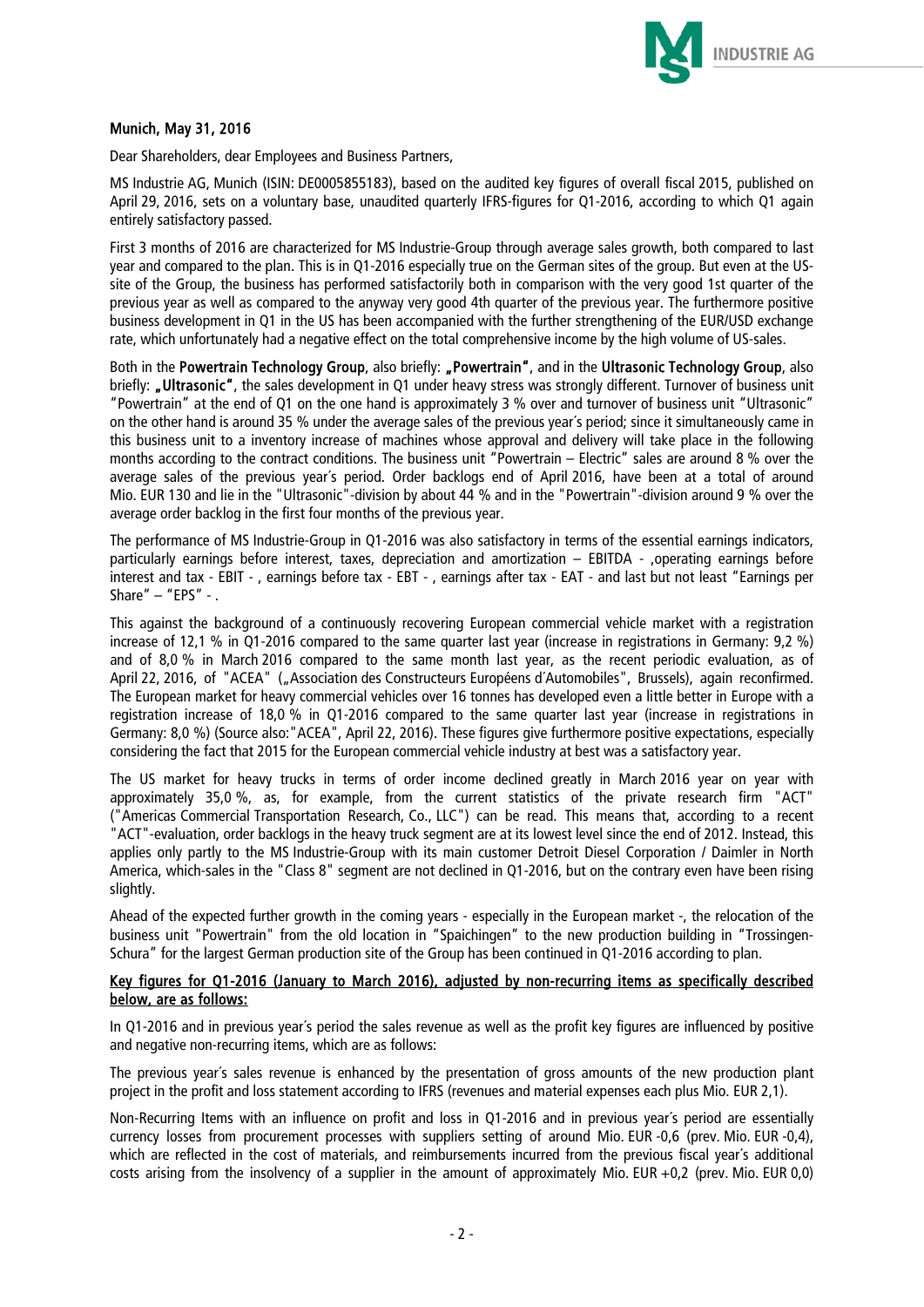**Munich, May 31, 2016**

Dear Shareholders, dear Employees and Business Partners,

MS Industrie AG, Munich (ISIN: DE0005855183), based on the audited key figures of overall fiscal 2015, published on April 29, 2016, sets on a voluntary base, unaudited quarterly IFRS-figures for Q1-2016, according to which Q1 again entirely satisfactory passed.

First 3 months of 2016 are characterized for MS Industrie-Group through average sales growth, both compared to last year and compared to the plan. This is in Q1-2016 especially true on the German sites of the group. But even at the US-site of the Group, the business has performed satisfactorily both in comparison with the very good 1st quarter of the previous year as well as compared to the anyway very good 4th quarter of the previous year. The furthermore positive business development in Q1 in the US has been accompanied with the further strengthening of the EUR/USD exchange rate, which unfortunately had a negative effect on the total comprehensive income by the high volume of US-sales.

Both in the **Powertrain Technology Group**, also briefly: **„Powertrain"**, and in the **Ultrasonic Technology Group**, also briefly: **„Ultrasonic"**, the sales development in Q1 under heavy stress was strongly different. Turnover of business unit "Powertrain" at the end of Q1 on the one hand is approximately 3 % over and turnover of business unit "Ultrasonic" on the other hand is around 35 % under the average sales of the previous year´s period; since it simultaneously came in this business unit to a inventory increase of machines whose approval and delivery will take place in the following months according to the contract conditions. The business unit "Powertrain – Electric" sales are around 8 % over the average sales of the previous year´s period. Order backlogs end of April 2016, have been at a total of around Mio. EUR 130 and lie in the "Ultrasonic"-division by about 44 % and in the "Powertrain"-division around 9 % over the average order backlog in the first four months of the previous year.

The performance of MS Industrie-Group in Q1-2016 was also satisfactory in terms of the essential earnings indicators, particularly earnings before interest, taxes, depreciation and amortization – EBITDA - ,operating earnings before interest and tax - EBIT - , earnings before tax - EBT - , earnings after tax - EAT - and last but not least "Earnings per Share" – "EPS" - .

This against the background of a continuously recovering European commercial vehicle market with a registration increase of 12,1 % in Q1-2016 compared to the same quarter last year (increase in registrations in Germany: 9,2 %) and of 8,0 % in March 2016 compared to the same month last year, as the recent periodic evaluation, as of April 22, 2016, of "ACEA" („Association des Constructeurs Européens d´Automobiles", Brussels), again reconfirmed. The European market for heavy commercial vehicles over 16 tonnes has developed even a little better in Europe with a registration increase of 18,0 % in Q1-2016 compared to the same quarter last year (increase in registrations in Germany: 8,0 %) (Source also:"ACEA", April 22, 2016). These figures give furthermore positive expectations, especially considering the fact that 2015 for the European commercial vehicle industry at best was a satisfactory year.

The US market for heavy trucks in terms of order income declined greatly in March 2016 year on year with approximately 35,0 %, as, for example, from the current statistics of the private research firm "ACT" ("Americas Commercial Transportation Research, Co., LLC") can be read. This means that, according to a recent "ACT"-evaluation, order backlogs in the heavy truck segment are at its lowest level since the end of 2012. Instead, this applies only partly to the MS Industrie-Group with its main customer Detroit Diesel Corporation / Daimler in North America, which-sales in the "Class 8" segment are not declined in Q1-2016, but on the contrary even have been rising slightly.

Ahead of the expected further growth in the coming years - especially in the European market -, the relocation of the business unit "Powertrain" from the old location in "Spaichingen" to the new production building in "Trossingen-Schura" for the largest German production site of the Group has been continued in Q1-2016 according to plan.

**Key figures for Q1-2016 (January to March 2016), adjusted by non-recurring items as specifically described below, are as follows:**

In Q1-2016 and in previous year´s period the sales revenue as well as the profit key figures are influenced by positive and negative non-recurring items, which are as follows:

The previous year´s sales revenue is enhanced by the presentation of gross amounts of the new production plant project in the profit and loss statement according to IFRS (revenues and material expenses each plus Mio. EUR 2,1).

Non-Recurring Items with an influence on profit and loss in Q1-2016 and in previous year´s period are essentially currency losses from procurement processes with suppliers setting of around Mio. EUR -0,6 (prev. Mio. EUR -0,4), which are reflected in the cost of materials, and reimbursements incurred from the previous fiscal year´s additional costs arising from the insolvency of a supplier in the amount of approximately Mio. EUR +0,2 (prev. Mio. EUR 0,0)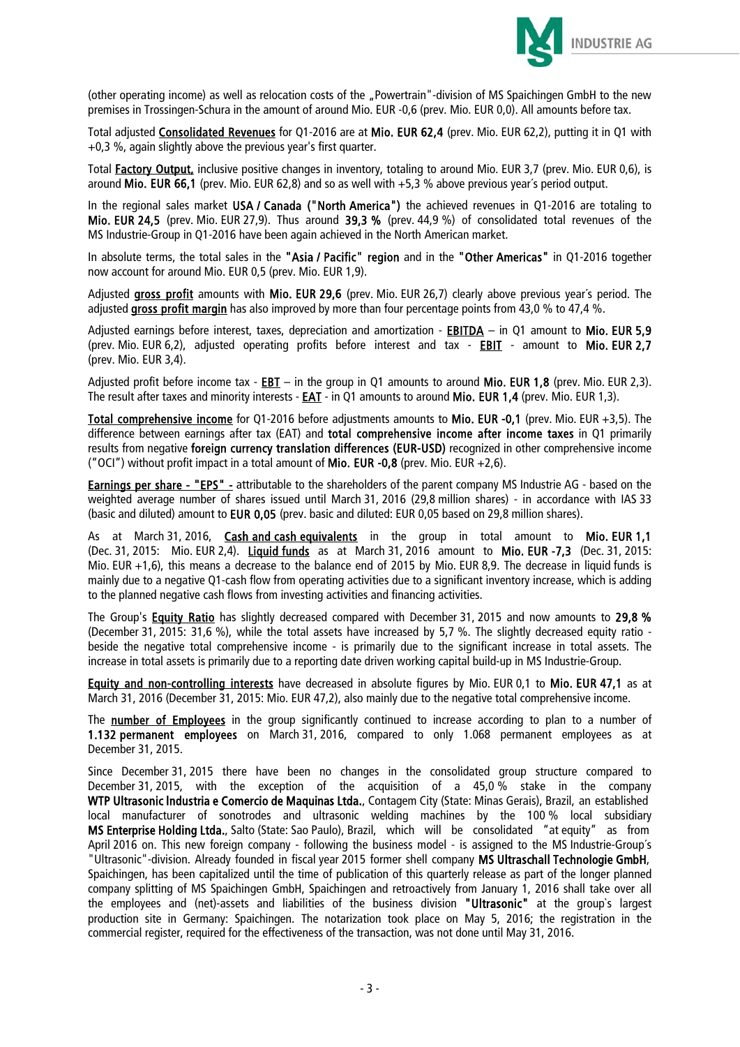(other operating income) as well as relocation costs of the „Powertrain"-division of MS Spaichingen GmbH to the new premises in Trossingen-Schura in the amount of around Mio. EUR -0,6 (prev. Mio. EUR 0,0). All amounts before tax.

Total adjusted **Consolidated Revenues** for Q1-2016 are at **Mio. EUR 62,4** (prev. Mio. EUR 62,2), putting it in Q1 with +0,3 %, again slightly above the previous year's first quarter.

Total **Factory Output**, inclusive positive changes in inventory, totaling to around Mio. EUR 3,7 (prev. Mio. EUR 0,6), is around **Mio. EUR 66,1** (prev. Mio. EUR 62,8) and so as well with +5,3 % above previous year´s period output.

In the regional sales market **USA / Canada ("North America")** the achieved revenues in Q1-2016 are totaling to **Mio. EUR 24,5** (prev. Mio. EUR 27,9). Thus around **39,3 %** (prev. 44,9 %) of consolidated total revenues of the MS Industrie-Group in Q1-2016 have been again achieved in the North American market.

In absolute terms, the total sales in the **"Asia / Pacific" region** and in the **"Other Americas"** in Q1-2016 together now account for around Mio. EUR 0,5 (prev. Mio. EUR 1,9).

Adjusted **gross profit** amounts with **Mio. EUR 29,6** (prev. Mio. EUR 26,7) clearly above previous year´s period. The adjusted **gross profit margin** has also improved by more than four percentage points from 43,0 % to 47,4 %.

Adjusted earnings before interest, taxes, depreciation and amortization - **EBITDA** – in Q1 amount to **Mio. EUR 5,9** (prev. Mio. EUR 6,2), adjusted operating profits before interest and tax - **EBIT** - amount to **Mio. EUR 2,7** (prev. Mio. EUR 3,4).

Adjusted profit before income tax - **EBT** – in the group in Q1 amounts to around **Mio. EUR 1,8** (prev. Mio. EUR 2,3). The result after taxes and minority interests - **EAT** - in Q1 amounts to around **Mio. EUR 1,4** (prev. Mio. EUR 1,3).

**Total comprehensive income** for Q1-2016 before adjustments amounts to **Mio. EUR -0,1** (prev. Mio. EUR +3,5). The difference between earnings after tax (EAT) and **total comprehensive income after income taxes** in Q1 primarily results from negative **foreign currency translation differences (EUR-USD)** recognized in other comprehensive income ("OCI") without profit impact in a total amount of **Mio. EUR -0,8** (prev. Mio. EUR +2,6).

**Earnings per share - "EPS" -** attributable to the shareholders of the parent company MS Industrie AG - based on the weighted average number of shares issued until March 31, 2016 (29,8 million shares) - in accordance with IAS 33 (basic and diluted) amount to **EUR 0,05** (prev. basic and diluted: EUR 0,05 based on 29,8 million shares).

As at March 31, 2016, **Cash and cash equivalents** in the group in total amount to **Mio. EUR 1,1** (Dec. 31, 2015: Mio. EUR 2,4). **Liquid funds** as at March 31, 2016 amount to **Mio. EUR -7,3** (Dec. 31, 2015: Mio. EUR +1,6), this means a decrease to the balance end of 2015 by Mio. EUR 8,9. The decrease in liquid funds is mainly due to a negative Q1-cash flow from operating activities due to a significant inventory increase, which is adding to the planned negative cash flows from investing activities and financing activities.

The Group's **Equity Ratio** has slightly decreased compared with December 31, 2015 and now amounts to **29,8 %** (December 31, 2015: 31,6 %), while the total assets have increased by 5,7 %. The slightly decreased equity ratio - beside the negative total comprehensive income - is primarily due to the significant increase in total assets. The increase in total assets is primarily due to a reporting date driven working capital build-up in MS Industrie-Group.

**Equity and non-controlling interests** have decreased in absolute figures by Mio. EUR 0,1 to **Mio. EUR 47,1** as at March 31, 2016 (December 31, 2015: Mio. EUR 47,2), also mainly due to the negative total comprehensive income.

The **number of Employees** in the group significantly continued to increase according to plan to a number of **1.132 permanent employees** on March 31, 2016, compared to only 1.068 permanent employees as at December 31, 2015.

Since December 31, 2015 there have been no changes in the consolidated group structure compared to December 31, 2015, with the exception of the acquisition of a 45,0 % stake in the company **WTP Ultrasonic Industria e Comercio de Maquinas Ltda.**, Contagem City (State: Minas Gerais), Brazil, an established local manufacturer of sonotrodes and ultrasonic welding machines by the 100 % local subsidiary **MS Enterprise Holding Ltda.**, Salto (State: Sao Paulo), Brazil, which will be consolidated "at equity" as from April 2016 on. This new foreign company - following the business model - is assigned to the MS Industrie-Group´s "Ultrasonic"-division. Already founded in fiscal year 2015 former shell company **MS Ultraschall Technologie GmbH**, Spaichingen, has been capitalized until the time of publication of this quarterly release as part of the longer planned company splitting of MS Spaichingen GmbH, Spaichingen and retroactively from January 1, 2016 shall take over all the employees and (net)-assets and liabilities of the business division **"Ultrasonic"** at the group`s largest production site in Germany: Spaichingen. The notarization took place on May 5, 2016; the registration in the commercial register, required for the effectiveness of the transaction, was not done until May 31, 2016.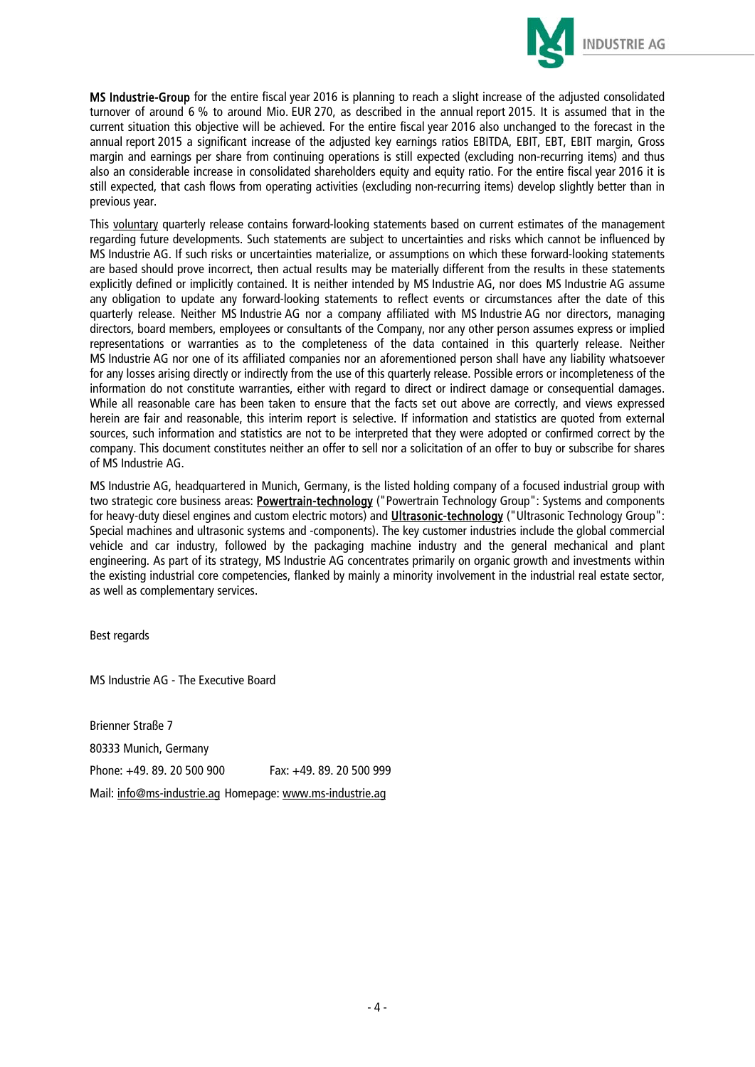**MS Industrie-Group** for the entire fiscal year 2016 is planning to reach a slight increase of the adjusted consolidated turnover of around 6 % to around Mio. EUR 270, as described in the annual report 2015. It is assumed that in the current situation this objective will be achieved. For the entire fiscal year 2016 also unchanged to the forecast in the annual report 2015 a significant increase of the adjusted key earnings ratios EBITDA, EBIT, EBT, EBIT margin, Gross margin and earnings per share from continuing operations is still expected (excluding non-recurring items) and thus also an considerable increase in consolidated shareholders equity and equity ratio. For the entire fiscal year 2016 it is still expected, that cash flows from operating activities (excluding non-recurring items) develop slightly better than in previous year.

This voluntary quarterly release contains forward-looking statements based on current estimates of the management regarding future developments. Such statements are subject to uncertainties and risks which cannot be influenced by MS Industrie AG. If such risks or uncertainties materialize, or assumptions on which these forward-looking statements are based should prove incorrect, then actual results may be materially different from the results in these statements explicitly defined or implicitly contained. It is neither intended by MS Industrie AG, nor does MS Industrie AG assume any obligation to update any forward-looking statements to reflect events or circumstances after the date of this quarterly release. Neither MS Industrie AG nor a company affiliated with MS Industrie AG nor directors, managing directors, board members, employees or consultants of the Company, nor any other person assumes express or implied representations or warranties as to the completeness of the data contained in this quarterly release. Neither MS Industrie AG nor one of its affiliated companies nor an aforementioned person shall have any liability whatsoever for any losses arising directly or indirectly from the use of this quarterly release. Possible errors or incompleteness of the information do not constitute warranties, either with regard to direct or indirect damage or consequential damages. While all reasonable care has been taken to ensure that the facts set out above are correctly, and views expressed herein are fair and reasonable, this interim report is selective. If information and statistics are quoted from external sources, such information and statistics are not to be interpreted that they were adopted or confirmed correct by the company. This document constitutes neither an offer to sell nor a solicitation of an offer to buy or subscribe for shares of MS Industrie AG.

MS Industrie AG, headquartered in Munich, Germany, is the listed holding company of a focused industrial group with two strategic core business areas: **Powertrain-technology** ("Powertrain Technology Group": Systems and components for heavy-duty diesel engines and custom electric motors) and **Ultrasonic-technology** ("Ultrasonic Technology Group": Special machines and ultrasonic systems and -components). The key customer industries include the global commercial vehicle and car industry, followed by the packaging machine industry and the general mechanical and plant engineering. As part of its strategy, MS Industrie AG concentrates primarily on organic growth and investments within the existing industrial core competencies, flanked by mainly a minority involvement in the industrial real estate sector, as well as complementary services.

Best regards

MS Industrie AG - The Executive Board

Brienner Straße 7

80333 Munich, Germany

Phone: +49. 89. 20 500 900 Fax: +49. 89. 20 500 999

Mail: info@ms-industrie.ag Homepage: www.ms-industrie.ag